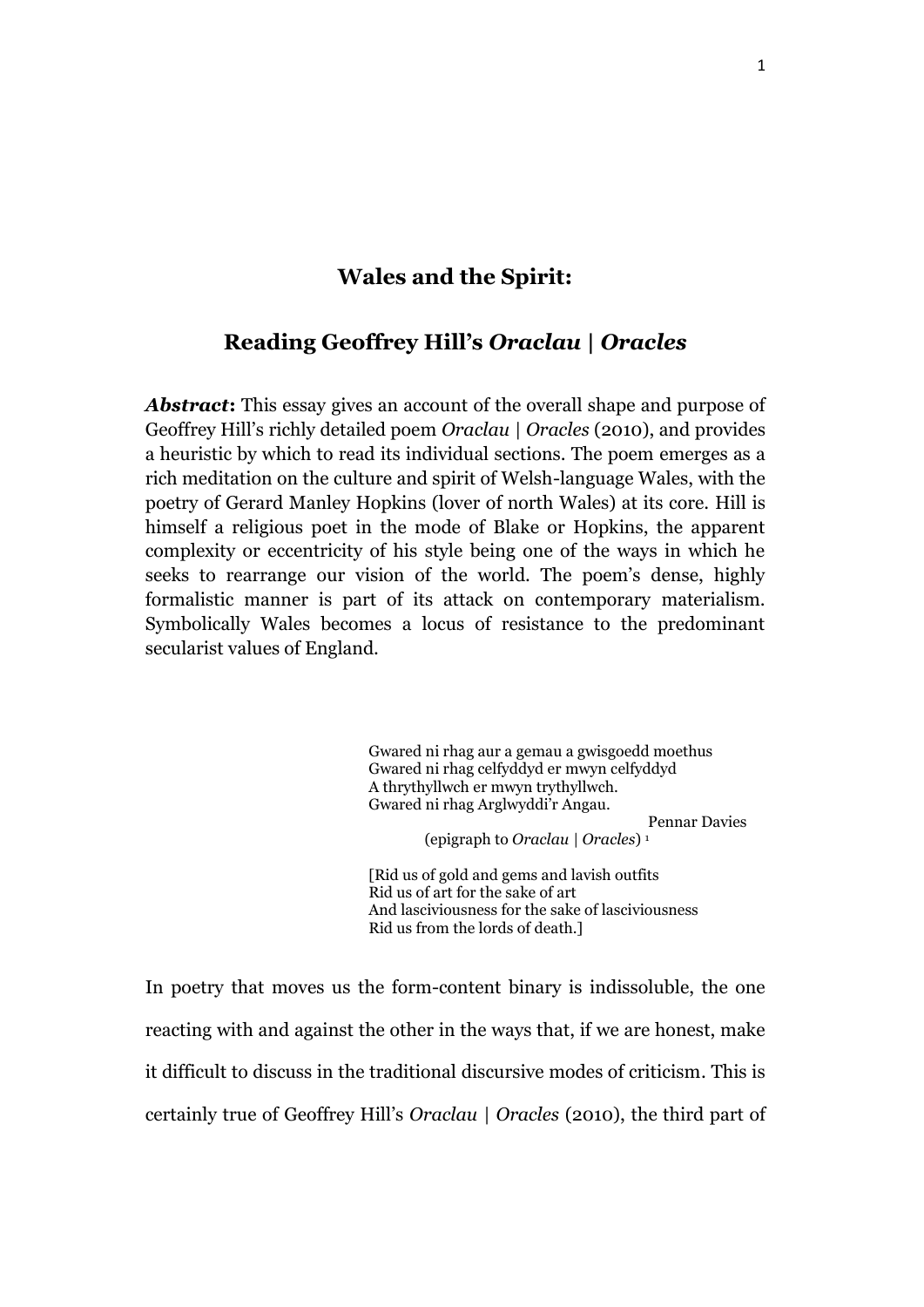# Wales and the Spirit:

## Reading Geoffrey Hill's *Oraclau | Oracles*

***Abstract*:** This essay gives an account of the overall shape and purpose of Geoffrey Hill's richly detailed poem *Oraclau | Oracles* (2010), and provides a heuristic by which to read its individual sections. The poem emerges as a rich meditation on the culture and spirit of Welsh-language Wales, with the poetry of Gerard Manley Hopkins (lover of north Wales) at its core. Hill is himself a religious poet in the mode of Blake or Hopkins, the apparent complexity or eccentricity of his style being one of the ways in which he seeks to rearrange our vision of the world. The poem's dense, highly formalistic manner is part of its attack on contemporary materialism. Symbolically Wales becomes a locus of resistance to the predominant secularist values of England.

> Gwared ni rhag aur a gemau a gwisgoedd moethus
> Gwared ni rhag celfyddyd er mwyn celfyddyd
> A thrythyllwch er mwyn trythyllwch.
> Gwared ni rhag Arglwyddi'r Angau.
>
> Pennar Davies
> (epigraph to *Oraclau | Oracles*) [1]
>
> [Rid us of gold and gems and lavish outfits
> Rid us of art for the sake of art
> And lasciviousness for the sake of lasciviousness
> Rid us from the lords of death.]

In poetry that moves us the form-content binary is indissoluble, the one reacting with and against the other in the ways that, if we are honest, make it difficult to discuss in the traditional discursive modes of criticism. This is certainly true of Geoffrey Hill's *Oraclau | Oracles* (2010), the third part of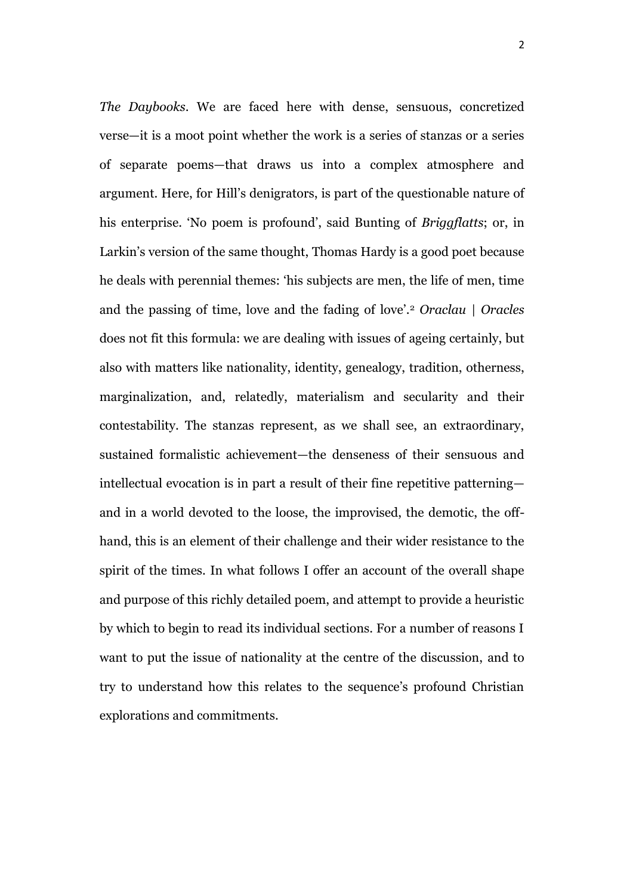*The Daybooks*. We are faced here with dense, sensuous, concretized verse—it is a moot point whether the work is a series of stanzas or a series of separate poems—that draws us into a complex atmosphere and argument. Here, for Hill's denigrators, is part of the questionable nature of his enterprise. 'No poem is profound', said Bunting of *Briggflatts*; or, in Larkin's version of the same thought, Thomas Hardy is a good poet because he deals with perennial themes: 'his subjects are men, the life of men, time and the passing of time, love and the fading of love'.[2] *Oraclau | Oracles* does not fit this formula: we are dealing with issues of ageing certainly, but also with matters like nationality, identity, genealogy, tradition, otherness, marginalization, and, relatedly, materialism and secularity and their contestability. The stanzas represent, as we shall see, an extraordinary, sustained formalistic achievement—the denseness of their sensuous and intellectual evocation is in part a result of their fine repetitive patterning—and in a world devoted to the loose, the improvised, the demotic, the off-hand, this is an element of their challenge and their wider resistance to the spirit of the times. In what follows I offer an account of the overall shape and purpose of this richly detailed poem, and attempt to provide a heuristic by which to begin to read its individual sections. For a number of reasons I want to put the issue of nationality at the centre of the discussion, and to try to understand how this relates to the sequence's profound Christian explorations and commitments.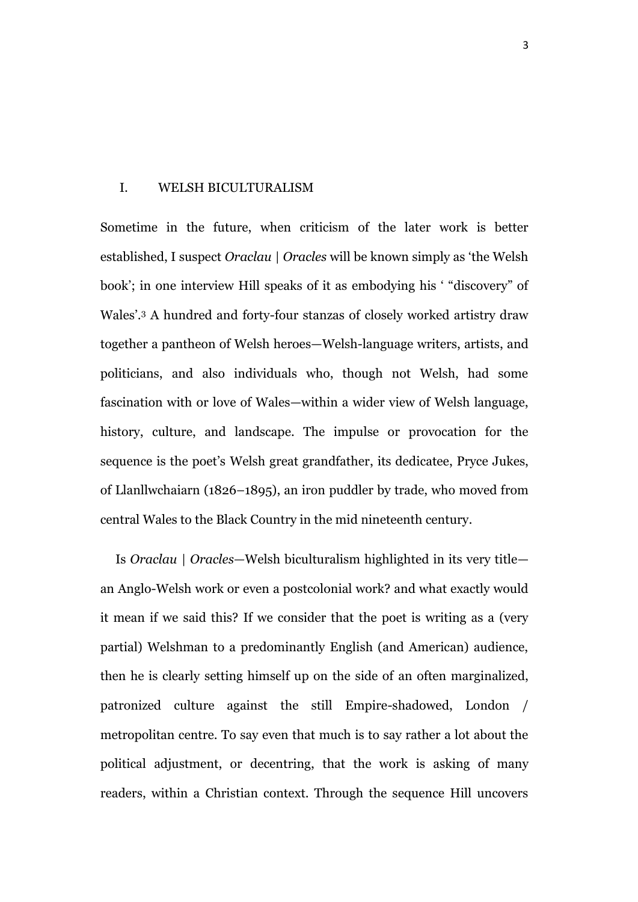## I. WELSH BICULTURALISM

Sometime in the future, when criticism of the later work is better established, I suspect *Oraclau | Oracles* will be known simply as 'the Welsh book'; in one interview Hill speaks of it as embodying his ' "discovery" of Wales'.[3] A hundred and forty-four stanzas of closely worked artistry draw together a pantheon of Welsh heroes—Welsh-language writers, artists, and politicians, and also individuals who, though not Welsh, had some fascination with or love of Wales—within a wider view of Welsh language, history, culture, and landscape. The impulse or provocation for the sequence is the poet's Welsh great grandfather, its dedicatee, Pryce Jukes, of Llanllwchaiarn (1826–1895), an iron puddler by trade, who moved from central Wales to the Black Country in the mid nineteenth century.

Is *Oraclau | Oracles*—Welsh biculturalism highlighted in its very title—an Anglo-Welsh work or even a postcolonial work? and what exactly would it mean if we said this? If we consider that the poet is writing as a (very partial) Welshman to a predominantly English (and American) audience, then he is clearly setting himself up on the side of an often marginalized, patronized culture against the still Empire-shadowed, London / metropolitan centre. To say even that much is to say rather a lot about the political adjustment, or decentring, that the work is asking of many readers, within a Christian context. Through the sequence Hill uncovers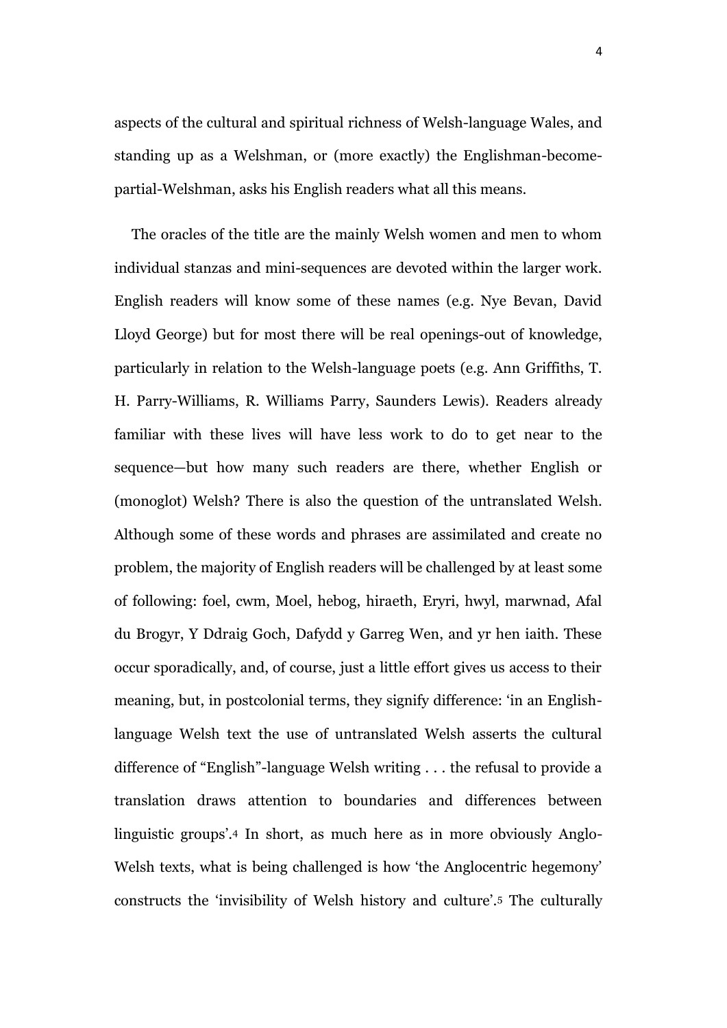aspects of the cultural and spiritual richness of Welsh-language Wales, and standing up as a Welshman, or (more exactly) the Englishman-become-partial-Welshman, asks his English readers what all this means.

The oracles of the title are the mainly Welsh women and men to whom individual stanzas and mini-sequences are devoted within the larger work. English readers will know some of these names (e.g. Nye Bevan, David Lloyd George) but for most there will be real openings-out of knowledge, particularly in relation to the Welsh-language poets (e.g. Ann Griffiths, T. H. Parry-Williams, R. Williams Parry, Saunders Lewis). Readers already familiar with these lives will have less work to do to get near to the sequence—but how many such readers are there, whether English or (monoglot) Welsh? There is also the question of the untranslated Welsh. Although some of these words and phrases are assimilated and create no problem, the majority of English readers will be challenged by at least some of following: foel, cwm, Moel, hebog, hiraeth, Eryri, hwyl, marwnad, Afal du Brogyr, Y Ddraig Goch, Dafydd y Garreg Wen, and yr hen iaith. These occur sporadically, and, of course, just a little effort gives us access to their meaning, but, in postcolonial terms, they signify difference: 'in an English-language Welsh text the use of untranslated Welsh asserts the cultural difference of "English"-language Welsh writing . . . the refusal to provide a translation draws attention to boundaries and differences between linguistic groups'.[4] In short, as much here as in more obviously Anglo-Welsh texts, what is being challenged is how 'the Anglocentric hegemony' constructs the 'invisibility of Welsh history and culture'.[5] The culturally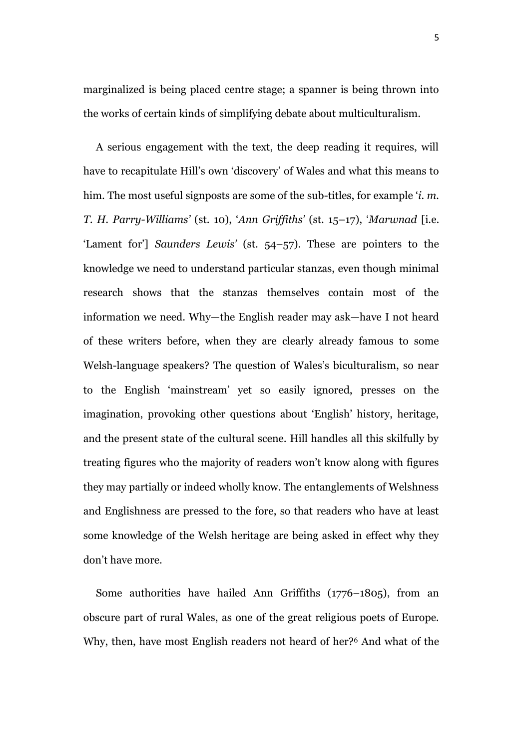marginalized is being placed centre stage; a spanner is being thrown into the works of certain kinds of simplifying debate about multiculturalism.

A serious engagement with the text, the deep reading it requires, will have to recapitulate Hill's own 'discovery' of Wales and what this means to him. The most useful signposts are some of the sub-titles, for example '*i. m. T. H. Parry-Williams*' (st. 10), '*Ann Griffiths*' (st. 15–17), '*Marwnad* [i.e. 'Lament for'] *Saunders Lewis*' (st. 54–57). These are pointers to the knowledge we need to understand particular stanzas, even though minimal research shows that the stanzas themselves contain most of the information we need. Why—the English reader may ask—have I not heard of these writers before, when they are clearly already famous to some Welsh-language speakers? The question of Wales's biculturalism, so near to the English 'mainstream' yet so easily ignored, presses on the imagination, provoking other questions about 'English' history, heritage, and the present state of the cultural scene. Hill handles all this skilfully by treating figures who the majority of readers won't know along with figures they may partially or indeed wholly know. The entanglements of Welshness and Englishness are pressed to the fore, so that readers who have at least some knowledge of the Welsh heritage are being asked in effect why they don't have more.

Some authorities have hailed Ann Griffiths (1776–1805), from an obscure part of rural Wales, as one of the great religious poets of Europe. Why, then, have most English readers not heard of her?[6] And what of the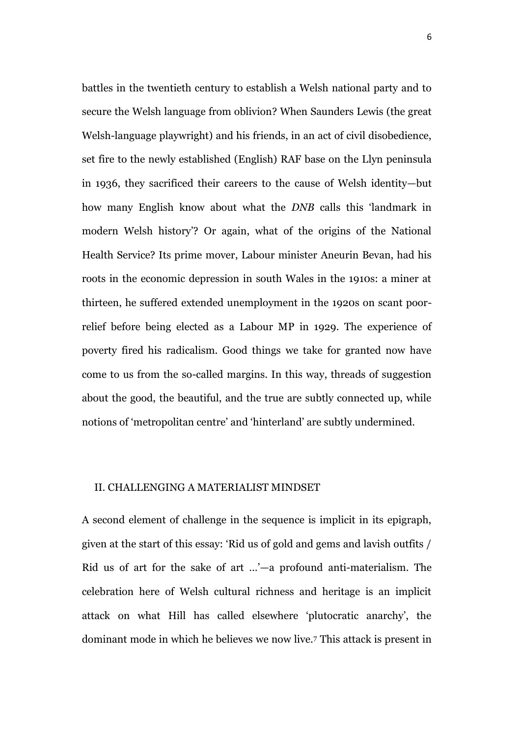battles in the twentieth century to establish a Welsh national party and to secure the Welsh language from oblivion? When Saunders Lewis (the great Welsh-language playwright) and his friends, in an act of civil disobedience, set fire to the newly established (English) RAF base on the Llyn peninsula in 1936, they sacrificed their careers to the cause of Welsh identity—but how many English know about what the *DNB* calls this 'landmark in modern Welsh history'? Or again, what of the origins of the National Health Service? Its prime mover, Labour minister Aneurin Bevan, had his roots in the economic depression in south Wales in the 1910s: a miner at thirteen, he suffered extended unemployment in the 1920s on scant poor-relief before being elected as a Labour MP in 1929. The experience of poverty fired his radicalism. Good things we take for granted now have come to us from the so-called margins. In this way, threads of suggestion about the good, the beautiful, and the true are subtly connected up, while notions of 'metropolitan centre' and 'hinterland' are subtly undermined.

## II. CHALLENGING A MATERIALIST MINDSET

A second element of challenge in the sequence is implicit in its epigraph, given at the start of this essay: 'Rid us of gold and gems and lavish outfits / Rid us of art for the sake of art ...'—a profound anti-materialism. The celebration here of Welsh cultural richness and heritage is an implicit attack on what Hill has called elsewhere 'plutocratic anarchy', the dominant mode in which he believes we now live.[7] This attack is present in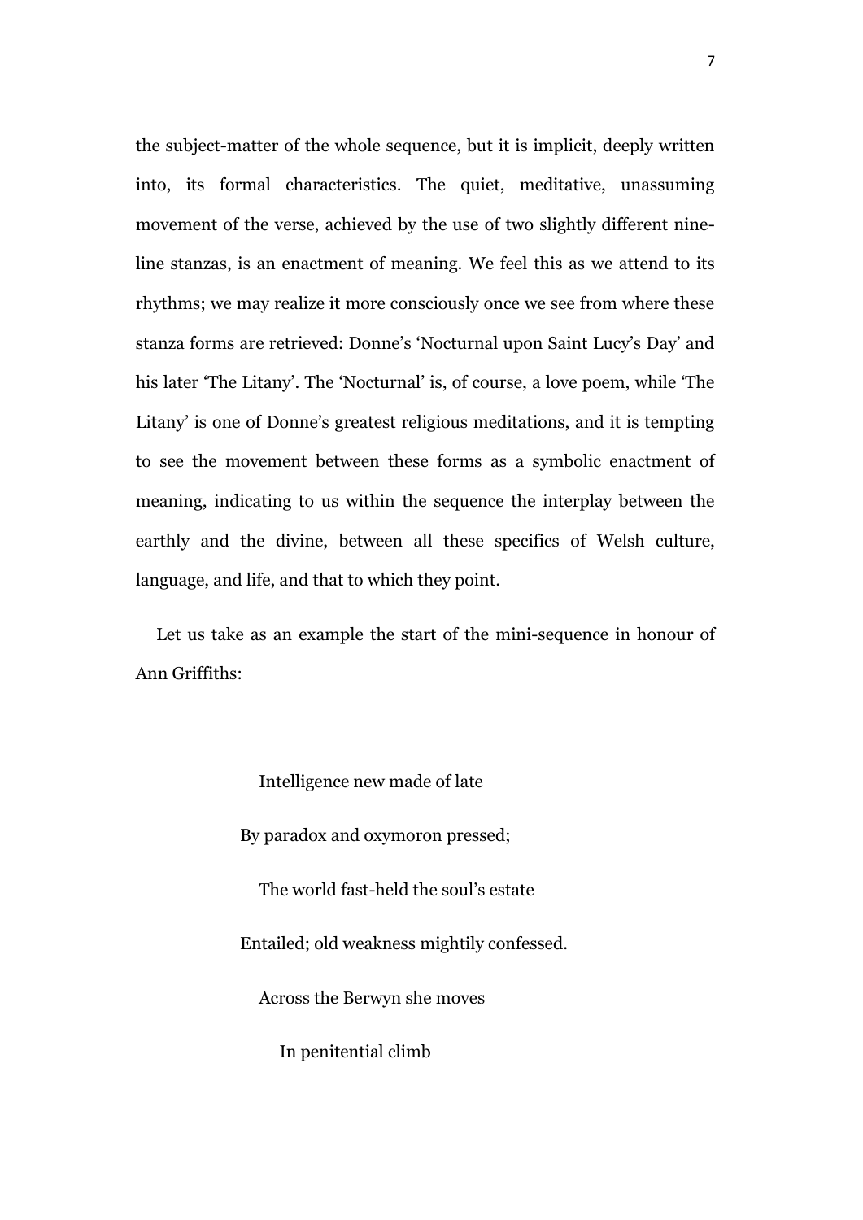the subject-matter of the whole sequence, but it is implicit, deeply written into, its formal characteristics. The quiet, meditative, unassuming movement of the verse, achieved by the use of two slightly different nine-line stanzas, is an enactment of meaning. We feel this as we attend to its rhythms; we may realize it more consciously once we see from where these stanza forms are retrieved: Donne's 'Nocturnal upon Saint Lucy's Day' and his later 'The Litany'. The 'Nocturnal' is, of course, a love poem, while 'The Litany' is one of Donne's greatest religious meditations, and it is tempting to see the movement between these forms as a symbolic enactment of meaning, indicating to us within the sequence the interplay between the earthly and the divine, between all these specifics of Welsh culture, language, and life, and that to which they point.

Let us take as an example the start of the mini-sequence in honour of Ann Griffiths:

> Intelligence new made of late
> By paradox and oxymoron pressed;
> The world fast-held the soul's estate
> Entailed; old weakness mightily confessed.
> Across the Berwyn she moves
> In penitential climb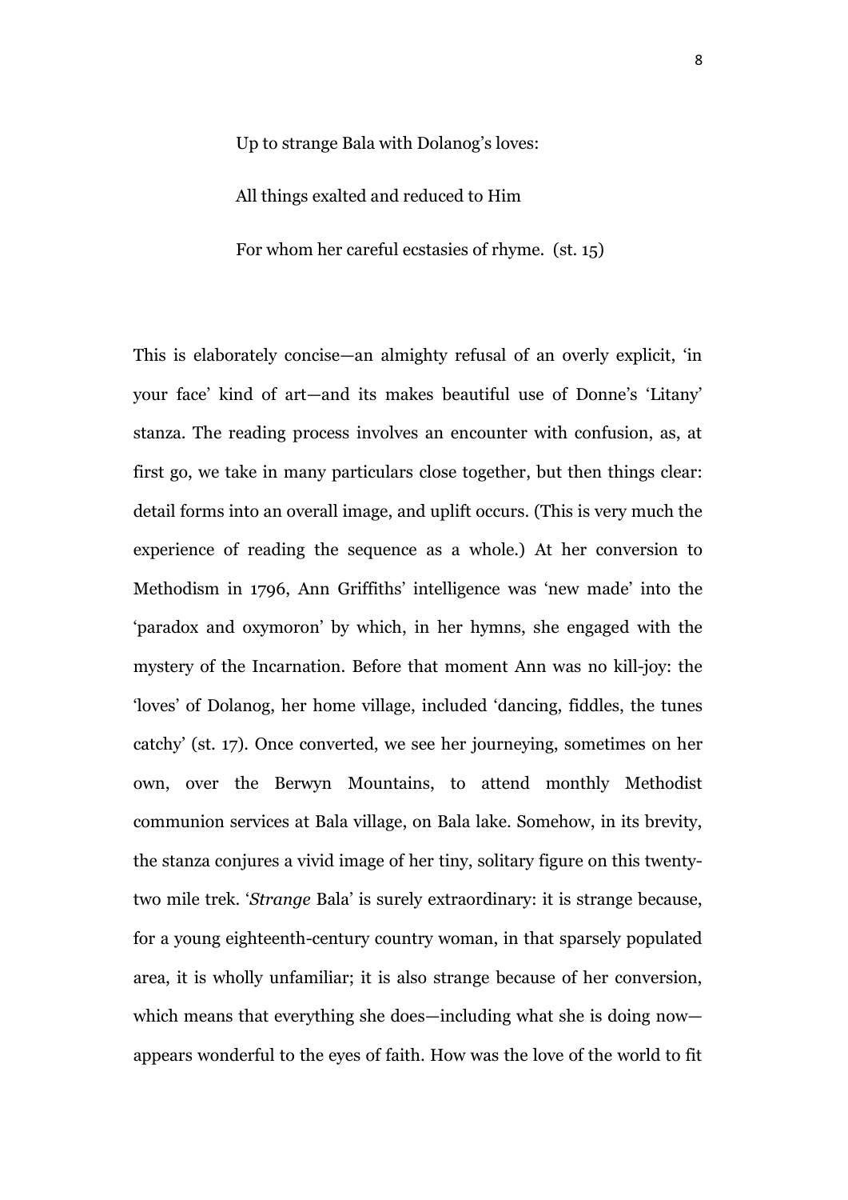Up to strange Bala with Dolanog's loves:

All things exalted and reduced to Him

For whom her careful ecstasies of rhyme. (st. 15)

This is elaborately concise—an almighty refusal of an overly explicit, 'in your face' kind of art—and its makes beautiful use of Donne's 'Litany' stanza. The reading process involves an encounter with confusion, as, at first go, we take in many particulars close together, but then things clear: detail forms into an overall image, and uplift occurs. (This is very much the experience of reading the sequence as a whole.) At her conversion to Methodism in 1796, Ann Griffiths' intelligence was 'new made' into the 'paradox and oxymoron' by which, in her hymns, she engaged with the mystery of the Incarnation. Before that moment Ann was no kill-joy: the 'loves' of Dolanog, her home village, included 'dancing, fiddles, the tunes catchy' (st. 17). Once converted, we see her journeying, sometimes on her own, over the Berwyn Mountains, to attend monthly Methodist communion services at Bala village, on Bala lake. Somehow, in its brevity, the stanza conjures a vivid image of her tiny, solitary figure on this twenty-two mile trek. '*Strange* Bala' is surely extraordinary: it is strange because, for a young eighteenth-century country woman, in that sparsely populated area, it is wholly unfamiliar; it is also strange because of her conversion, which means that everything she does—including what she is doing now—appears wonderful to the eyes of faith. How was the love of the world to fit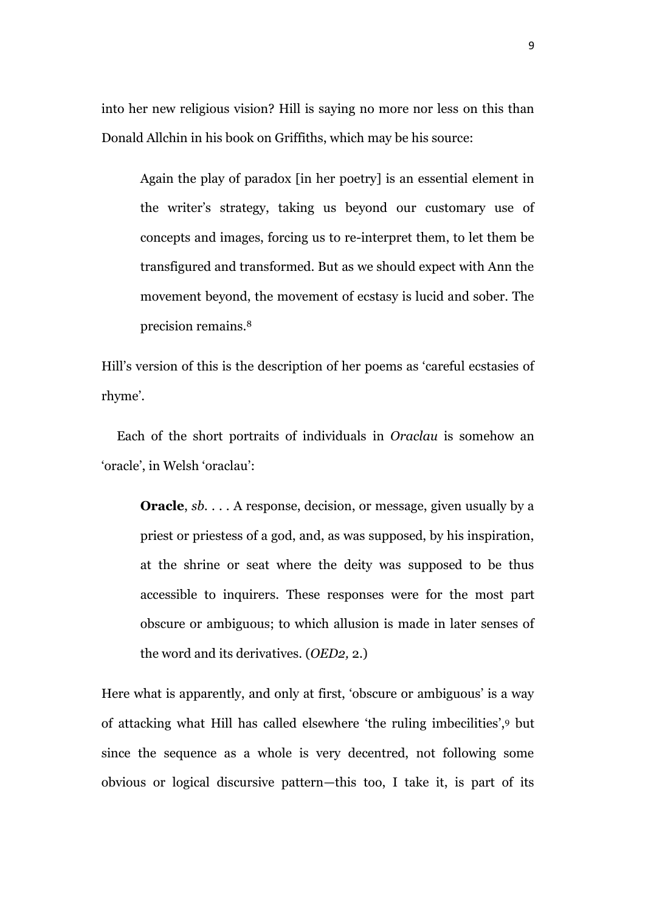into her new religious vision? Hill is saying no more nor less on this than Donald Allchin in his book on Griffiths, which may be his source:

> Again the play of paradox [in her poetry] is an essential element in the writer's strategy, taking us beyond our customary use of concepts and images, forcing us to re-interpret them, to let them be transfigured and transformed. But as we should expect with Ann the movement beyond, the movement of ecstasy is lucid and sober. The precision remains.[8]

Hill's version of this is the description of her poems as 'careful ecstasies of rhyme'.

Each of the short portraits of individuals in *Oraclau* is somehow an 'oracle', in Welsh 'oraclau':

> **Oracle**, *sb*. . . . A response, decision, or message, given usually by a priest or priestess of a god, and, as was supposed, by his inspiration, at the shrine or seat where the deity was supposed to be thus accessible to inquirers. These responses were for the most part obscure or ambiguous; to which allusion is made in later senses of the word and its derivatives. (*OED2,* 2.)

Here what is apparently, and only at first, 'obscure or ambiguous' is a way of attacking what Hill has called elsewhere 'the ruling imbecilities',[9] but since the sequence as a whole is very decentred, not following some obvious or logical discursive pattern—this too, I take it, is part of its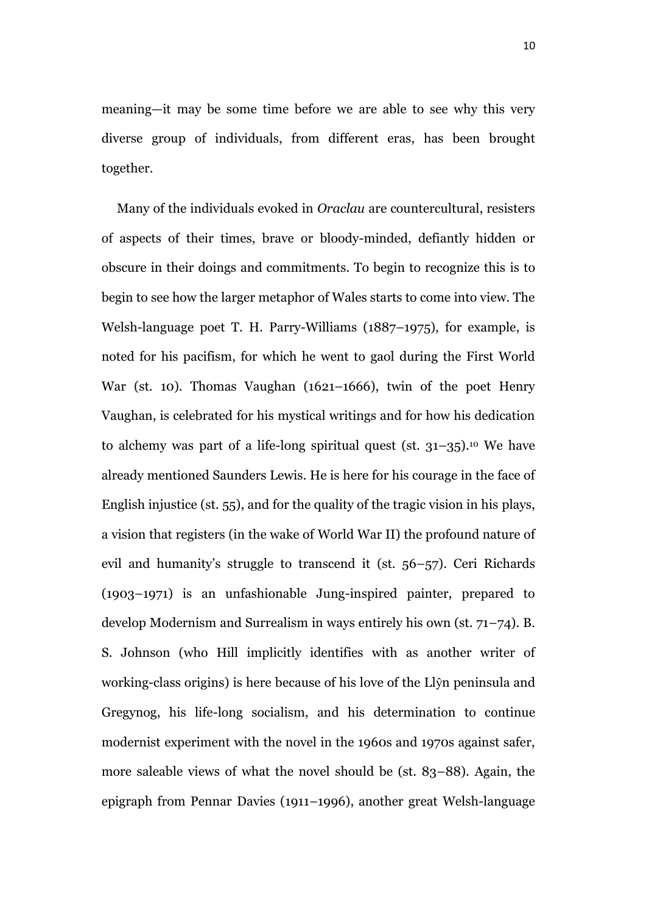meaning—it may be some time before we are able to see why this very diverse group of individuals, from different eras, has been brought together.

Many of the individuals evoked in *Oraclau* are countercultural, resisters of aspects of their times, brave or bloody-minded, defiantly hidden or obscure in their doings and commitments. To begin to recognize this is to begin to see how the larger metaphor of Wales starts to come into view. The Welsh-language poet T. H. Parry-Williams (1887–1975), for example, is noted for his pacifism, for which he went to gaol during the First World War (st. 10). Thomas Vaughan (1621–1666), twin of the poet Henry Vaughan, is celebrated for his mystical writings and for how his dedication to alchemy was part of a life-long spiritual quest (st. 31–35).[10] We have already mentioned Saunders Lewis. He is here for his courage in the face of English injustice (st. 55), and for the quality of the tragic vision in his plays, a vision that registers (in the wake of World War II) the profound nature of evil and humanity's struggle to transcend it (st. 56–57). Ceri Richards (1903–1971) is an unfashionable Jung-inspired painter, prepared to develop Modernism and Surrealism in ways entirely his own (st. 71–74). B. S. Johnson (who Hill implicitly identifies with as another writer of working-class origins) is here because of his love of the Llŷn peninsula and Gregynog, his life-long socialism, and his determination to continue modernist experiment with the novel in the 1960s and 1970s against safer, more saleable views of what the novel should be (st. 83–88). Again, the epigraph from Pennar Davies (1911–1996), another great Welsh-language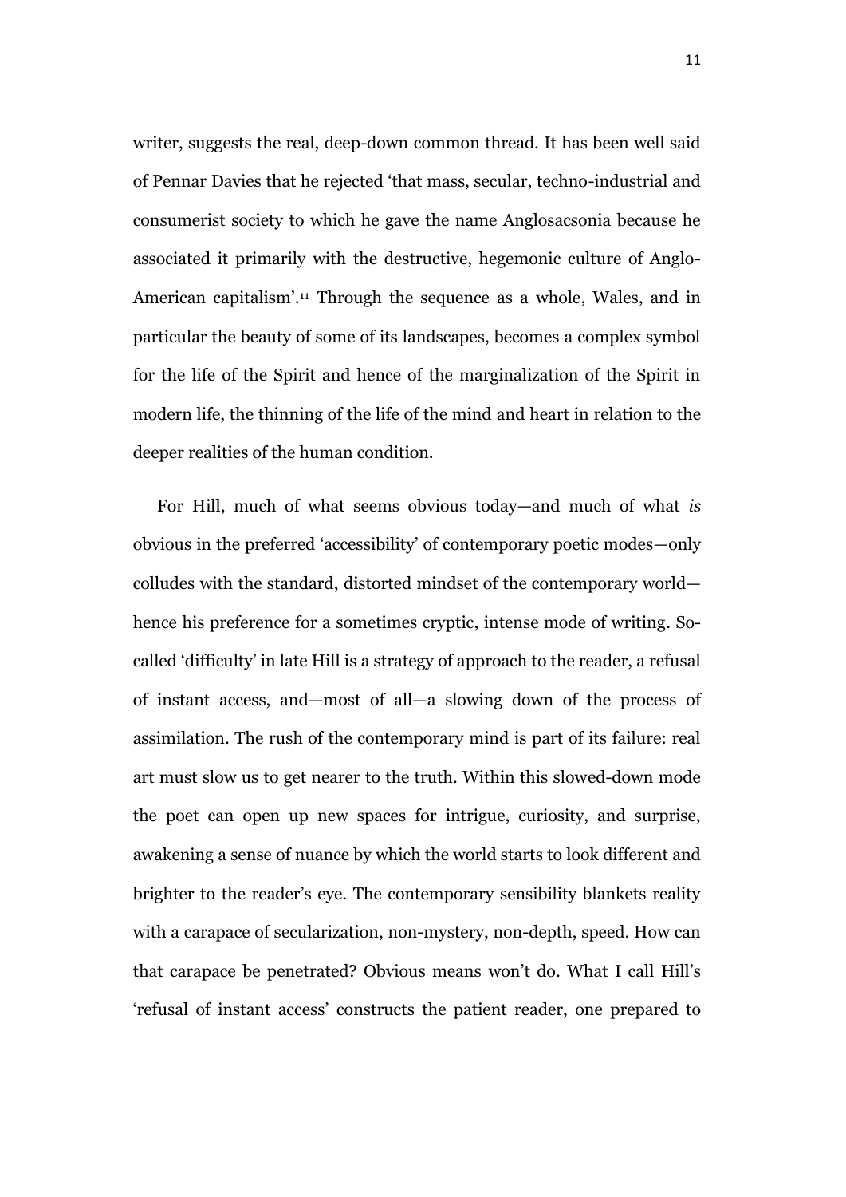writer, suggests the real, deep-down common thread. It has been well said of Pennar Davies that he rejected 'that mass, secular, techno-industrial and consumerist society to which he gave the name Anglosacsonia because he associated it primarily with the destructive, hegemonic culture of Anglo-American capitalism'.[11] Through the sequence as a whole, Wales, and in particular the beauty of some of its landscapes, becomes a complex symbol for the life of the Spirit and hence of the marginalization of the Spirit in modern life, the thinning of the life of the mind and heart in relation to the deeper realities of the human condition.

For Hill, much of what seems obvious today—and much of what *is* obvious in the preferred 'accessibility' of contemporary poetic modes—only colludes with the standard, distorted mindset of the contemporary world—hence his preference for a sometimes cryptic, intense mode of writing. So-called 'difficulty' in late Hill is a strategy of approach to the reader, a refusal of instant access, and—most of all—a slowing down of the process of assimilation. The rush of the contemporary mind is part of its failure: real art must slow us to get nearer to the truth. Within this slowed-down mode the poet can open up new spaces for intrigue, curiosity, and surprise, awakening a sense of nuance by which the world starts to look different and brighter to the reader's eye. The contemporary sensibility blankets reality with a carapace of secularization, non-mystery, non-depth, speed. How can that carapace be penetrated? Obvious means won't do. What I call Hill's 'refusal of instant access' constructs the patient reader, one prepared to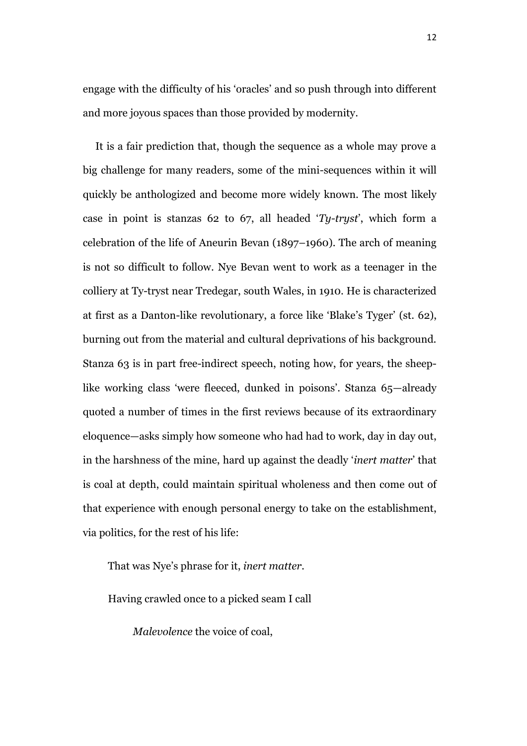engage with the difficulty of his 'oracles' and so push through into different and more joyous spaces than those provided by modernity.

It is a fair prediction that, though the sequence as a whole may prove a big challenge for many readers, some of the mini-sequences within it will quickly be anthologized and become more widely known. The most likely case in point is stanzas 62 to 67, all headed '*Ty-tryst*', which form a celebration of the life of Aneurin Bevan (1897–1960). The arch of meaning is not so difficult to follow. Nye Bevan went to work as a teenager in the colliery at Ty-tryst near Tredegar, south Wales, in 1910. He is characterized at first as a Danton-like revolutionary, a force like 'Blake's Tyger' (st. 62), burning out from the material and cultural deprivations of his background. Stanza 63 is in part free-indirect speech, noting how, for years, the sheep-like working class 'were fleeced, dunked in poisons'. Stanza 65—already quoted a number of times in the first reviews because of its extraordinary eloquence—asks simply how someone who had had to work, day in day out, in the harshness of the mine, hard up against the deadly '*inert matter*' that is coal at depth, could maintain spiritual wholeness and then come out of that experience with enough personal energy to take on the establishment, via politics, for the rest of his life:

> That was Nye's phrase for it, *inert matter*.
>
> Having crawled once to a picked seam I call
>
> &nbsp;&nbsp;&nbsp;&nbsp;*Malevolence* the voice of coal,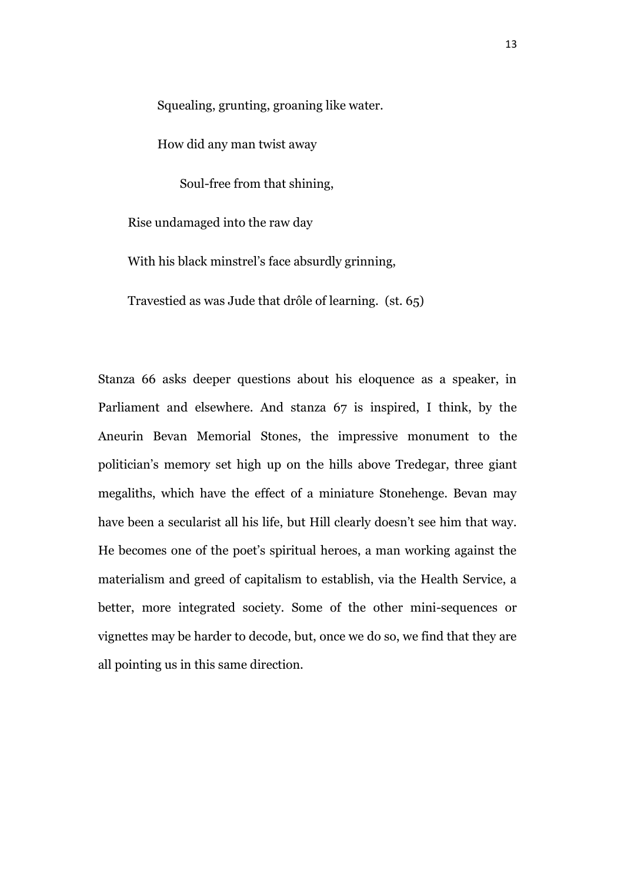Squealing, grunting, groaning like water.

How did any man twist away

Soul-free from that shining,

Rise undamaged into the raw day

With his black minstrel's face absurdly grinning,

Travestied as was Jude that drôle of learning. (st. 65)

Stanza 66 asks deeper questions about his eloquence as a speaker, in Parliament and elsewhere. And stanza 67 is inspired, I think, by the Aneurin Bevan Memorial Stones, the impressive monument to the politician's memory set high up on the hills above Tredegar, three giant megaliths, which have the effect of a miniature Stonehenge. Bevan may have been a secularist all his life, but Hill clearly doesn't see him that way. He becomes one of the poet's spiritual heroes, a man working against the materialism and greed of capitalism to establish, via the Health Service, a better, more integrated society. Some of the other mini-sequences or vignettes may be harder to decode, but, once we do so, we find that they are all pointing us in this same direction.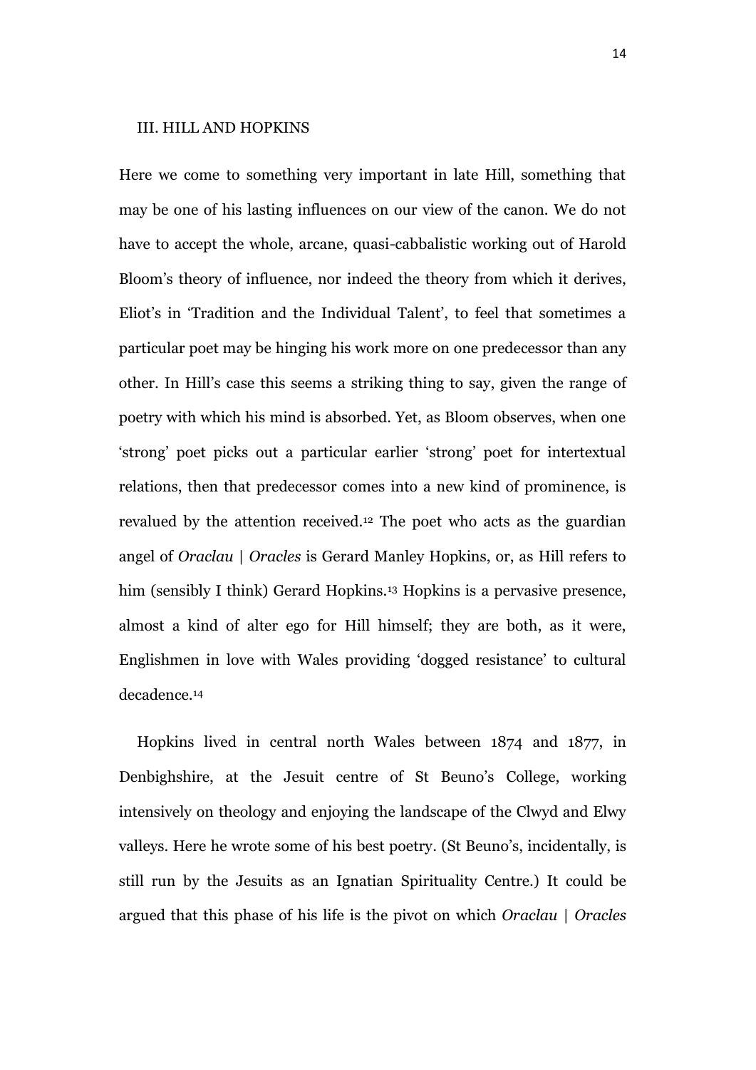## III. HILL AND HOPKINS

Here we come to something very important in late Hill, something that may be one of his lasting influences on our view of the canon. We do not have to accept the whole, arcane, quasi-cabbalistic working out of Harold Bloom's theory of influence, nor indeed the theory from which it derives, Eliot's in 'Tradition and the Individual Talent', to feel that sometimes a particular poet may be hinging his work more on one predecessor than any other. In Hill's case this seems a striking thing to say, given the range of poetry with which his mind is absorbed. Yet, as Bloom observes, when one 'strong' poet picks out a particular earlier 'strong' poet for intertextual relations, then that predecessor comes into a new kind of prominence, is revalued by the attention received.[12] The poet who acts as the guardian angel of *Oraclau | Oracles* is Gerard Manley Hopkins, or, as Hill refers to him (sensibly I think) Gerard Hopkins.[13] Hopkins is a pervasive presence, almost a kind of alter ego for Hill himself; they are both, as it were, Englishmen in love with Wales providing 'dogged resistance' to cultural decadence.[14]

Hopkins lived in central north Wales between 1874 and 1877, in Denbighshire, at the Jesuit centre of St Beuno's College, working intensively on theology and enjoying the landscape of the Clwyd and Elwy valleys. Here he wrote some of his best poetry. (St Beuno's, incidentally, is still run by the Jesuits as an Ignatian Spirituality Centre.) It could be argued that this phase of his life is the pivot on which *Oraclau | Oracles*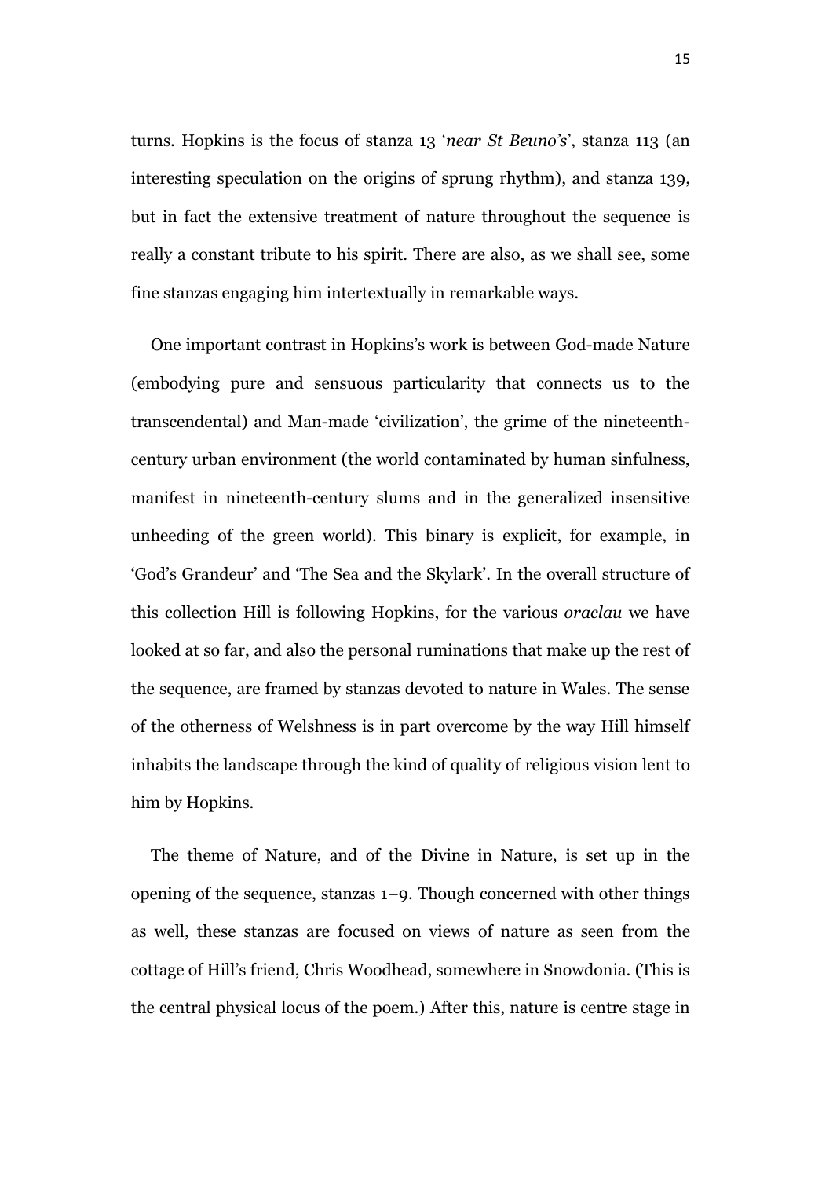turns. Hopkins is the focus of stanza 13 '*near St Beuno's*', stanza 113 (an interesting speculation on the origins of sprung rhythm), and stanza 139, but in fact the extensive treatment of nature throughout the sequence is really a constant tribute to his spirit. There are also, as we shall see, some fine stanzas engaging him intertextually in remarkable ways.

One important contrast in Hopkins's work is between God-made Nature (embodying pure and sensuous particularity that connects us to the transcendental) and Man-made 'civilization', the grime of the nineteenth-century urban environment (the world contaminated by human sinfulness, manifest in nineteenth-century slums and in the generalized insensitive unheeding of the green world). This binary is explicit, for example, in 'God's Grandeur' and 'The Sea and the Skylark'. In the overall structure of this collection Hill is following Hopkins, for the various *oraclau* we have looked at so far, and also the personal ruminations that make up the rest of the sequence, are framed by stanzas devoted to nature in Wales. The sense of the otherness of Welshness is in part overcome by the way Hill himself inhabits the landscape through the kind of quality of religious vision lent to him by Hopkins.

The theme of Nature, and of the Divine in Nature, is set up in the opening of the sequence, stanzas 1–9. Though concerned with other things as well, these stanzas are focused on views of nature as seen from the cottage of Hill's friend, Chris Woodhead, somewhere in Snowdonia. (This is the central physical locus of the poem.) After this, nature is centre stage in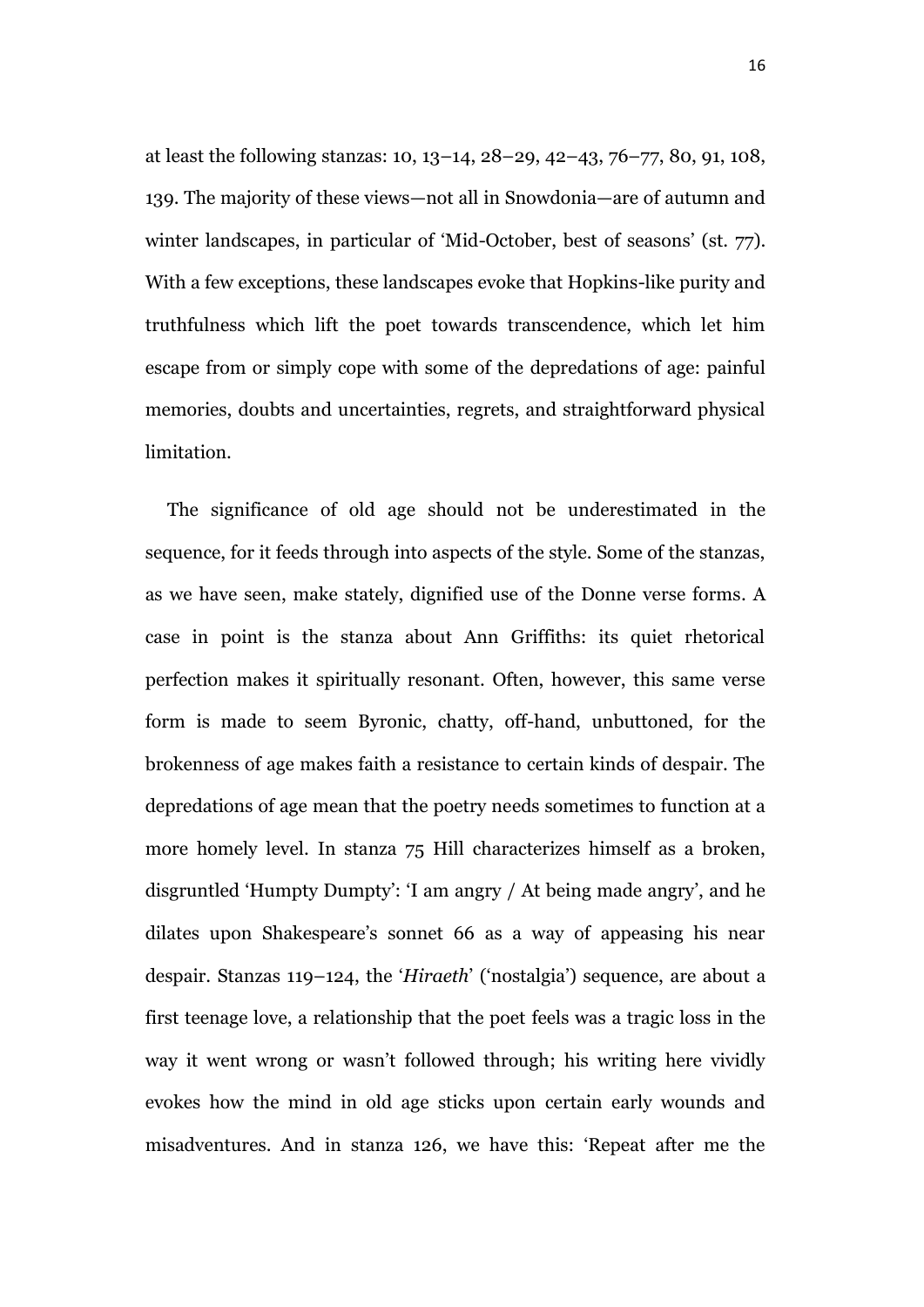at least the following stanzas: 10, 13–14, 28–29, 42–43, 76–77, 80, 91, 108, 139. The majority of these views—not all in Snowdonia—are of autumn and winter landscapes, in particular of 'Mid-October, best of seasons' (st. 77). With a few exceptions, these landscapes evoke that Hopkins-like purity and truthfulness which lift the poet towards transcendence, which let him escape from or simply cope with some of the depredations of age: painful memories, doubts and uncertainties, regrets, and straightforward physical limitation.

The significance of old age should not be underestimated in the sequence, for it feeds through into aspects of the style. Some of the stanzas, as we have seen, make stately, dignified use of the Donne verse forms. A case in point is the stanza about Ann Griffiths: its quiet rhetorical perfection makes it spiritually resonant. Often, however, this same verse form is made to seem Byronic, chatty, off-hand, unbuttoned, for the brokenness of age makes faith a resistance to certain kinds of despair. The depredations of age mean that the poetry needs sometimes to function at a more homely level. In stanza 75 Hill characterizes himself as a broken, disgruntled 'Humpty Dumpty': 'I am angry / At being made angry', and he dilates upon Shakespeare's sonnet 66 as a way of appeasing his near despair. Stanzas 119–124, the '*Hiraeth*' ('nostalgia') sequence, are about a first teenage love, a relationship that the poet feels was a tragic loss in the way it went wrong or wasn't followed through; his writing here vividly evokes how the mind in old age sticks upon certain early wounds and misadventures. And in stanza 126, we have this: 'Repeat after me the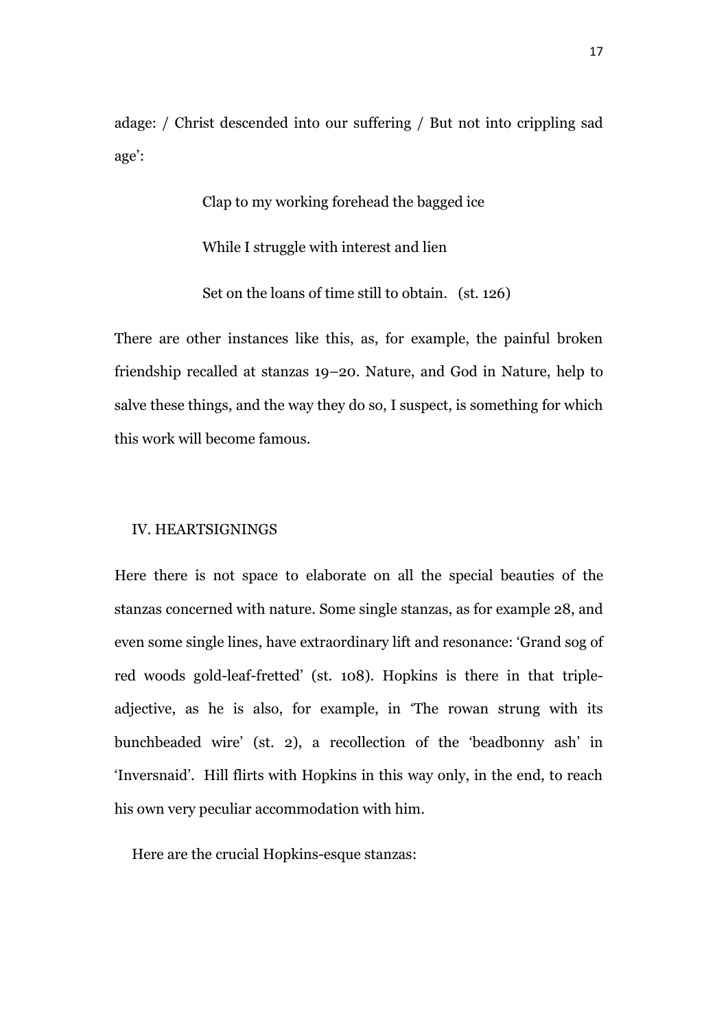adage: / Christ descended into our suffering / But not into crippling sad age':

> Clap to my working forehead the bagged ice
>
> While I struggle with interest and lien
>
> Set on the loans of time still to obtain. (st. 126)

There are other instances like this, as, for example, the painful broken friendship recalled at stanzas 19–20. Nature, and God in Nature, help to salve these things, and the way they do so, I suspect, is something for which this work will become famous.

## IV. HEARTSIGNINGS

Here there is not space to elaborate on all the special beauties of the stanzas concerned with nature. Some single stanzas, as for example 28, and even some single lines, have extraordinary lift and resonance: 'Grand sog of red woods gold-leaf-fretted' (st. 108). Hopkins is there in that triple-adjective, as he is also, for example, in 'The rowan strung with its bunchbeaded wire' (st. 2), a recollection of the 'beadbonny ash' in 'Inversnaid'. Hill flirts with Hopkins in this way only, in the end, to reach his own very peculiar accommodation with him.

Here are the crucial Hopkins-esque stanzas: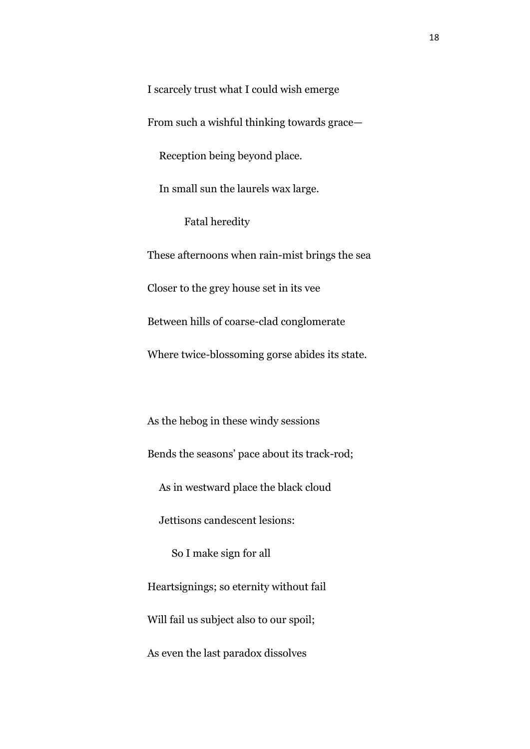I scarcely trust what I could wish emerge

From such a wishful thinking towards grace—

   Reception being beyond place.

   In small sun the laurels wax large.

      Fatal heredity

These afternoons when rain-mist brings the sea

Closer to the grey house set in its vee

Between hills of coarse-clad conglomerate

Where twice-blossoming gorse abides its state.

As the hebog in these windy sessions

Bends the seasons' pace about its track-rod;

   As in westward place the black cloud

   Jettisons candescent lesions:

      So I make sign for all

Heartsignings; so eternity without fail

Will fail us subject also to our spoil;

As even the last paradox dissolves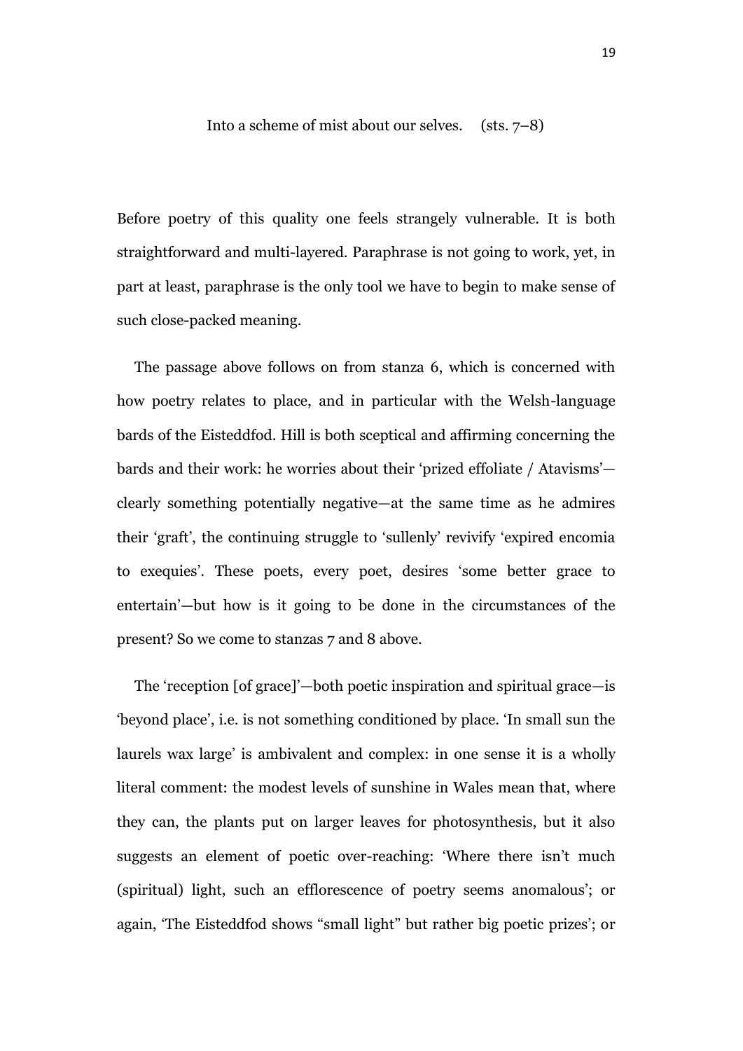Into a scheme of mist about our selves. (sts. 7–8)

Before poetry of this quality one feels strangely vulnerable. It is both straightforward and multi-layered. Paraphrase is not going to work, yet, in part at least, paraphrase is the only tool we have to begin to make sense of such close-packed meaning.

The passage above follows on from stanza 6, which is concerned with how poetry relates to place, and in particular with the Welsh-language bards of the Eisteddfod. Hill is both sceptical and affirming concerning the bards and their work: he worries about their 'prized effoliate / Atavisms'—clearly something potentially negative—at the same time as he admires their 'graft', the continuing struggle to 'sullenly' revivify 'expired encomia to exequies'. These poets, every poet, desires 'some better grace to entertain'—but how is it going to be done in the circumstances of the present? So we come to stanzas 7 and 8 above.

The 'reception [of grace]'—both poetic inspiration and spiritual grace—is 'beyond place', i.e. is not something conditioned by place. 'In small sun the laurels wax large' is ambivalent and complex: in one sense it is a wholly literal comment: the modest levels of sunshine in Wales mean that, where they can, the plants put on larger leaves for photosynthesis, but it also suggests an element of poetic over-reaching: 'Where there isn't much (spiritual) light, such an efflorescence of poetry seems anomalous'; or again, 'The Eisteddfod shows "small light" but rather big poetic prizes'; or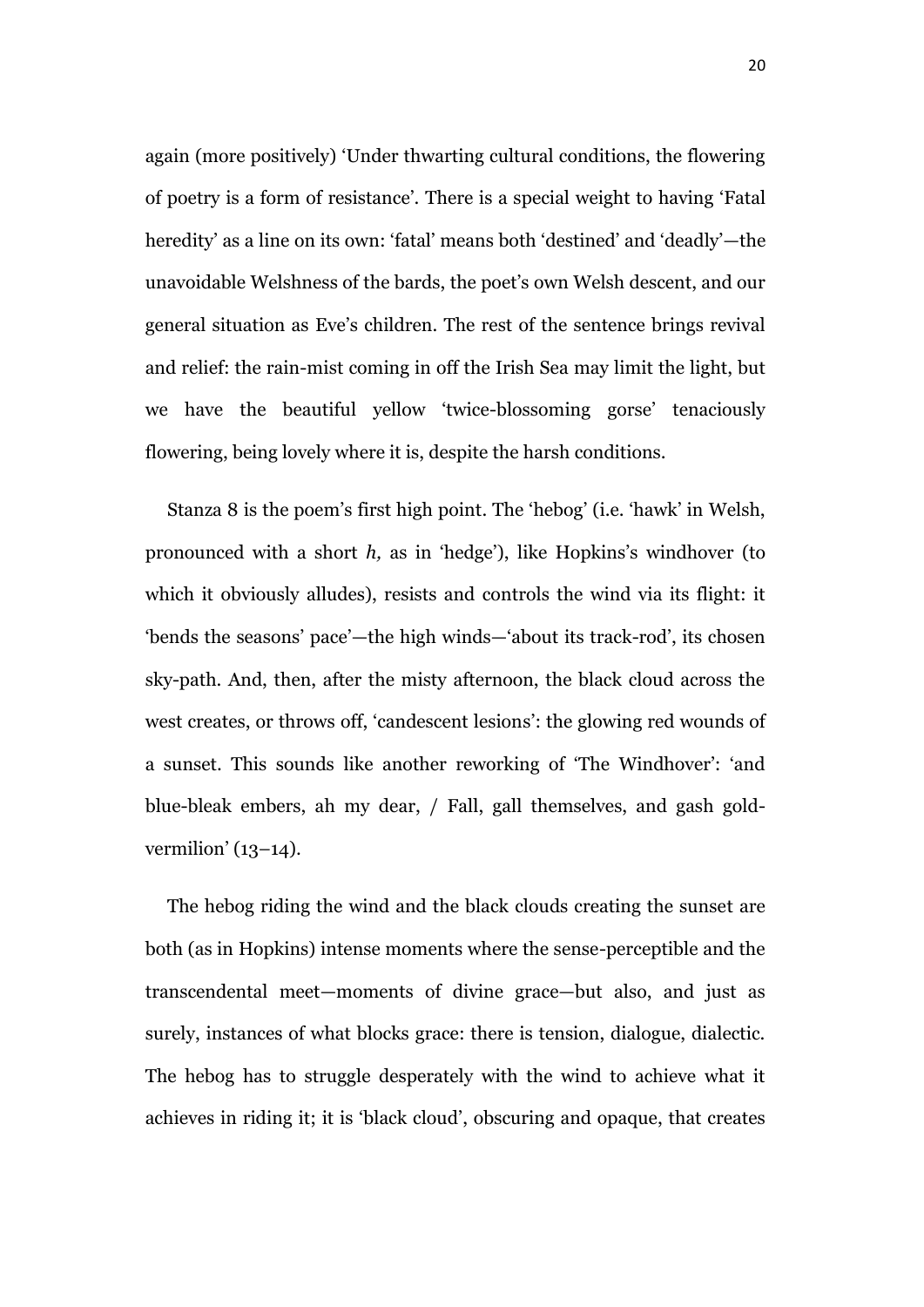again (more positively) 'Under thwarting cultural conditions, the flowering of poetry is a form of resistance'. There is a special weight to having 'Fatal heredity' as a line on its own: 'fatal' means both 'destined' and 'deadly'—the unavoidable Welshness of the bards, the poet's own Welsh descent, and our general situation as Eve's children. The rest of the sentence brings revival and relief: the rain-mist coming in off the Irish Sea may limit the light, but we have the beautiful yellow 'twice-blossoming gorse' tenaciously flowering, being lovely where it is, despite the harsh conditions.

Stanza 8 is the poem's first high point. The 'hebog' (i.e. 'hawk' in Welsh, pronounced with a short *h,* as in 'hedge'), like Hopkins's windhover (to which it obviously alludes), resists and controls the wind via its flight: it 'bends the seasons' pace'—the high winds—'about its track-rod', its chosen sky-path. And, then, after the misty afternoon, the black cloud across the west creates, or throws off, 'candescent lesions': the glowing red wounds of a sunset. This sounds like another reworking of 'The Windhover': 'and blue-bleak embers, ah my dear, / Fall, gall themselves, and gash gold-vermilion' (13–14).

The hebog riding the wind and the black clouds creating the sunset are both (as in Hopkins) intense moments where the sense-perceptible and the transcendental meet—moments of divine grace—but also, and just as surely, instances of what blocks grace: there is tension, dialogue, dialectic. The hebog has to struggle desperately with the wind to achieve what it achieves in riding it; it is 'black cloud', obscuring and opaque, that creates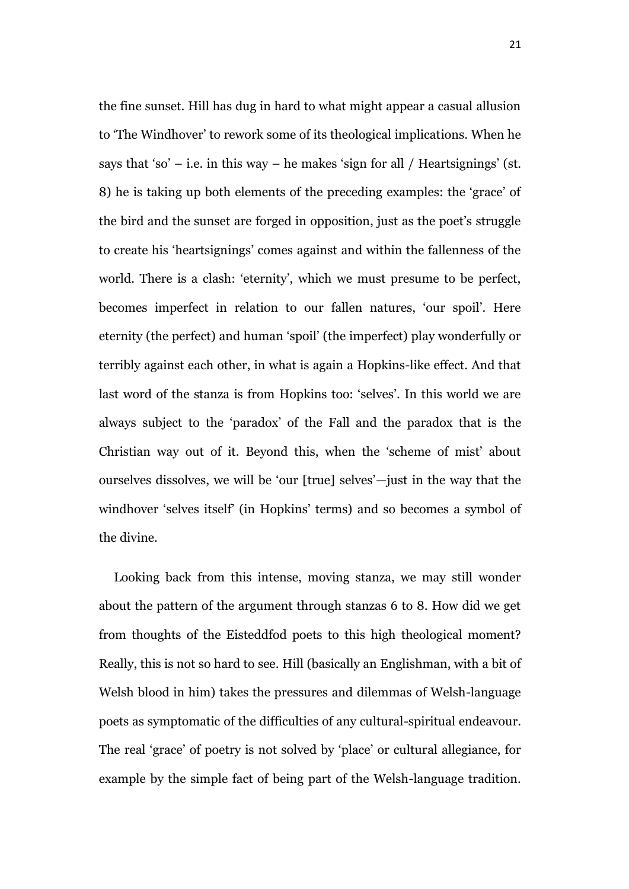the fine sunset. Hill has dug in hard to what might appear a casual allusion to 'The Windhover' to rework some of its theological implications. When he says that 'so' – i.e. in this way – he makes 'sign for all / Heartsignings' (st. 8) he is taking up both elements of the preceding examples: the 'grace' of the bird and the sunset are forged in opposition, just as the poet's struggle to create his 'heartsignings' comes against and within the fallenness of the world. There is a clash: 'eternity', which we must presume to be perfect, becomes imperfect in relation to our fallen natures, 'our spoil'. Here eternity (the perfect) and human 'spoil' (the imperfect) play wonderfully or terribly against each other, in what is again a Hopkins-like effect. And that last word of the stanza is from Hopkins too: 'selves'. In this world we are always subject to the 'paradox' of the Fall and the paradox that is the Christian way out of it. Beyond this, when the 'scheme of mist' about ourselves dissolves, we will be 'our [true] selves'—just in the way that the windhover 'selves itself' (in Hopkins' terms) and so becomes a symbol of the divine.

Looking back from this intense, moving stanza, we may still wonder about the pattern of the argument through stanzas 6 to 8. How did we get from thoughts of the Eisteddfod poets to this high theological moment? Really, this is not so hard to see. Hill (basically an Englishman, with a bit of Welsh blood in him) takes the pressures and dilemmas of Welsh-language poets as symptomatic of the difficulties of any cultural-spiritual endeavour. The real 'grace' of poetry is not solved by 'place' or cultural allegiance, for example by the simple fact of being part of the Welsh-language tradition.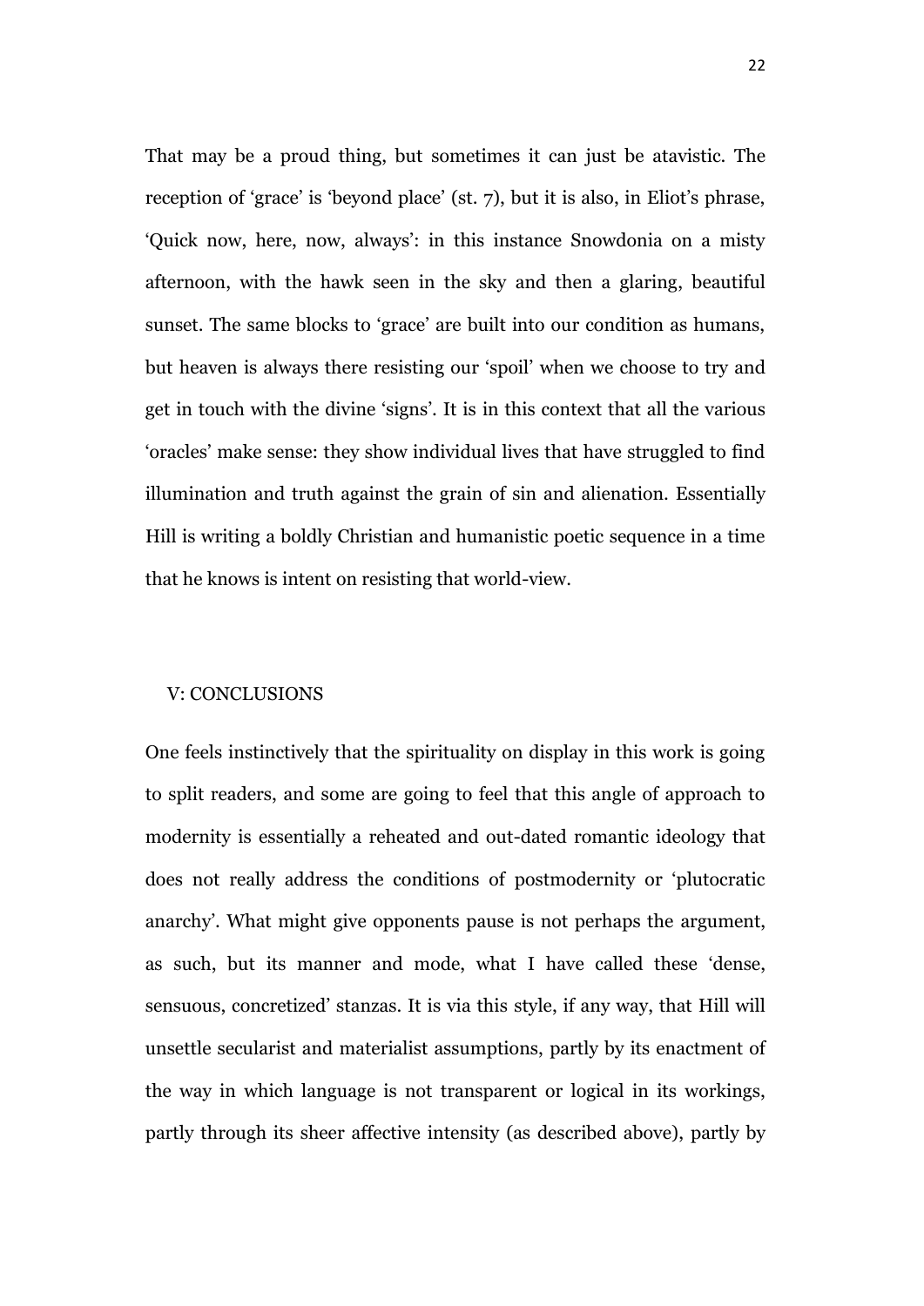That may be a proud thing, but sometimes it can just be atavistic. The reception of 'grace' is 'beyond place' (st. 7), but it is also, in Eliot's phrase, 'Quick now, here, now, always': in this instance Snowdonia on a misty afternoon, with the hawk seen in the sky and then a glaring, beautiful sunset. The same blocks to 'grace' are built into our condition as humans, but heaven is always there resisting our 'spoil' when we choose to try and get in touch with the divine 'signs'. It is in this context that all the various 'oracles' make sense: they show individual lives that have struggled to find illumination and truth against the grain of sin and alienation. Essentially Hill is writing a boldly Christian and humanistic poetic sequence in a time that he knows is intent on resisting that world-view.

## V: CONCLUSIONS

One feels instinctively that the spirituality on display in this work is going to split readers, and some are going to feel that this angle of approach to modernity is essentially a reheated and out-dated romantic ideology that does not really address the conditions of postmodernity or 'plutocratic anarchy'. What might give opponents pause is not perhaps the argument, as such, but its manner and mode, what I have called these 'dense, sensuous, concretized' stanzas. It is via this style, if any way, that Hill will unsettle secularist and materialist assumptions, partly by its enactment of the way in which language is not transparent or logical in its workings, partly through its sheer affective intensity (as described above), partly by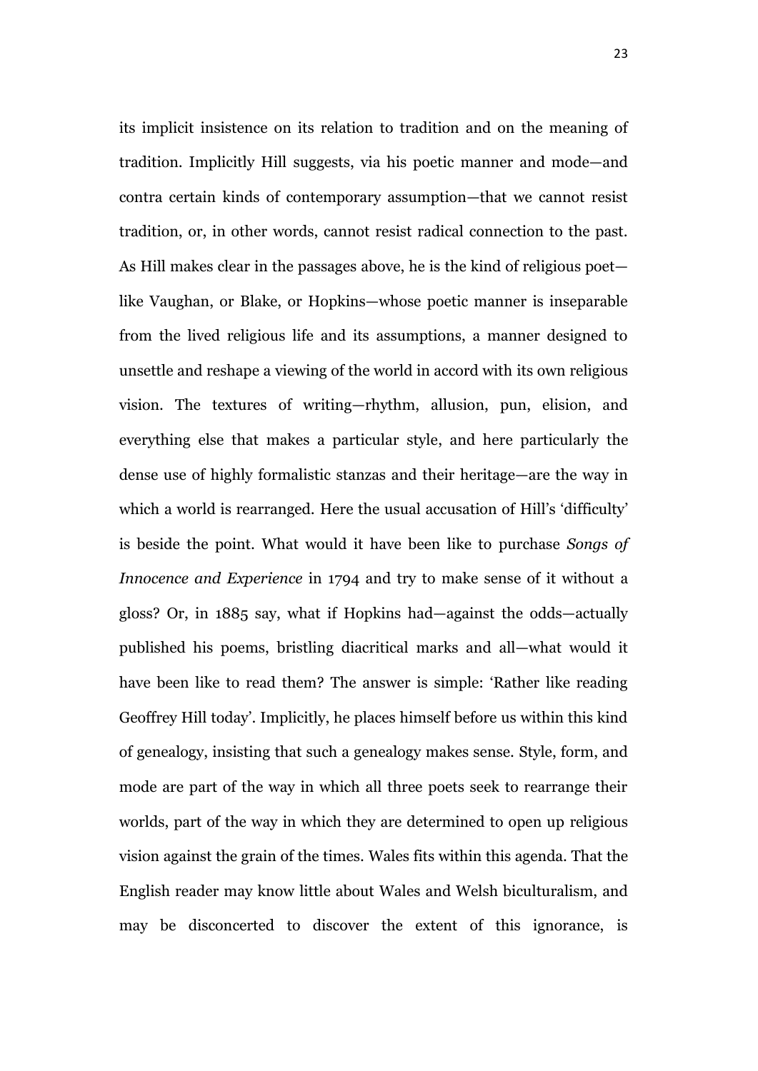its implicit insistence on its relation to tradition and on the meaning of tradition. Implicitly Hill suggests, via his poetic manner and mode—and contra certain kinds of contemporary assumption—that we cannot resist tradition, or, in other words, cannot resist radical connection to the past. As Hill makes clear in the passages above, he is the kind of religious poet—like Vaughan, or Blake, or Hopkins—whose poetic manner is inseparable from the lived religious life and its assumptions, a manner designed to unsettle and reshape a viewing of the world in accord with its own religious vision. The textures of writing—rhythm, allusion, pun, elision, and everything else that makes a particular style, and here particularly the dense use of highly formalistic stanzas and their heritage—are the way in which a world is rearranged. Here the usual accusation of Hill's 'difficulty' is beside the point. What would it have been like to purchase *Songs of Innocence and Experience* in 1794 and try to make sense of it without a gloss? Or, in 1885 say, what if Hopkins had—against the odds—actually published his poems, bristling diacritical marks and all—what would it have been like to read them? The answer is simple: 'Rather like reading Geoffrey Hill today'. Implicitly, he places himself before us within this kind of genealogy, insisting that such a genealogy makes sense. Style, form, and mode are part of the way in which all three poets seek to rearrange their worlds, part of the way in which they are determined to open up religious vision against the grain of the times. Wales fits within this agenda. That the English reader may know little about Wales and Welsh biculturalism, and may be disconcerted to discover the extent of this ignorance, is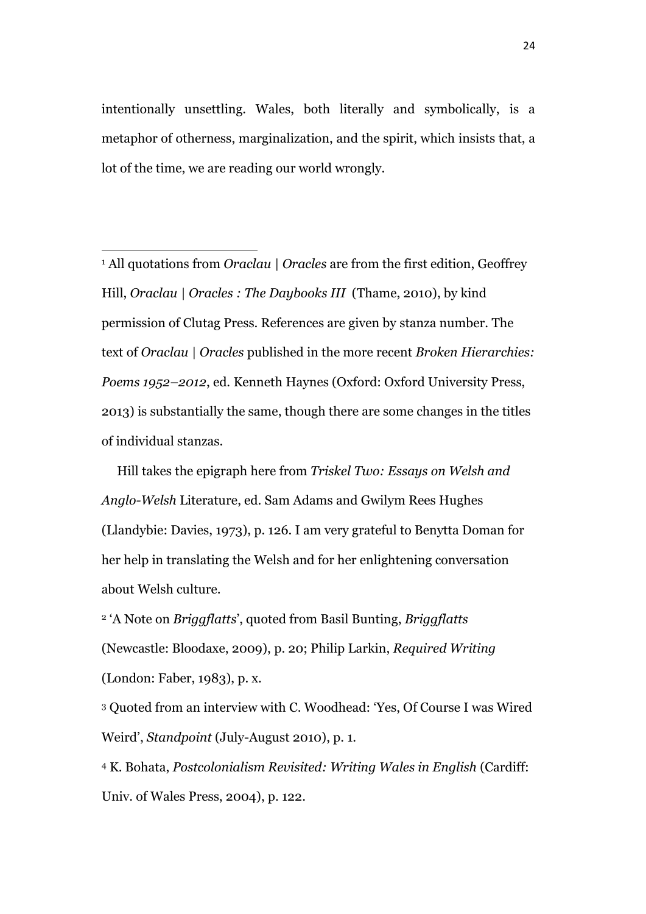intentionally unsettling. Wales, both literally and symbolically, is a metaphor of otherness, marginalization, and the spirit, which insists that, a lot of the time, we are reading our world wrongly.

---

[1] All quotations from *Oraclau | Oracles* are from the first edition, Geoffrey Hill, *Oraclau | Oracles : The Daybooks III* (Thame, 2010), by kind permission of Clutag Press. References are given by stanza number. The text of *Oraclau | Oracles* published in the more recent *Broken Hierarchies: Poems 1952–2012*, ed. Kenneth Haynes (Oxford: Oxford University Press, 2013) is substantially the same, though there are some changes in the titles of individual stanzas.

Hill takes the epigraph here from *Triskel Two: Essays on Welsh and Anglo-Welsh* Literature, ed. Sam Adams and Gwilym Rees Hughes (Llandybie: Davies, 1973), p. 126. I am very grateful to Benytta Doman for her help in translating the Welsh and for her enlightening conversation about Welsh culture.

[2] 'A Note on *Briggflatts*', quoted from Basil Bunting, *Briggflatts* (Newcastle: Bloodaxe, 2009), p. 20; Philip Larkin, *Required Writing* (London: Faber, 1983), p. x.

[3] Quoted from an interview with C. Woodhead: 'Yes, Of Course I was Wired Weird', *Standpoint* (July-August 2010), p. 1.

[4] K. Bohata, *Postcolonialism Revisited: Writing Wales in English* (Cardiff: Univ. of Wales Press, 2004), p. 122.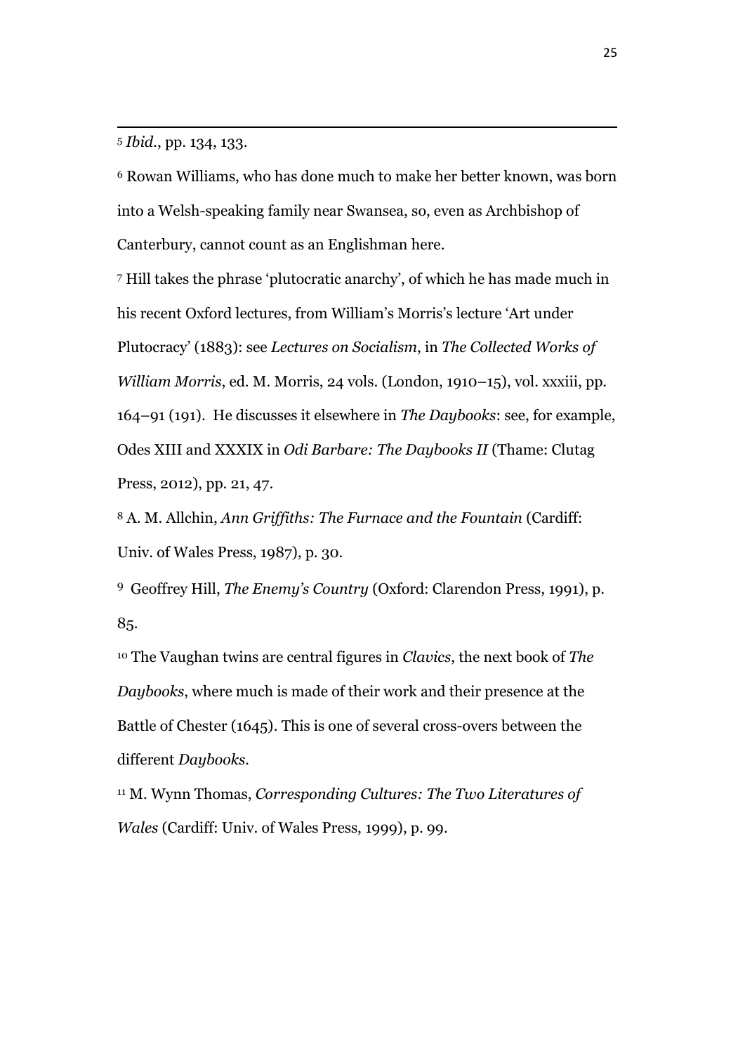[5] *Ibid.*, pp. 134, 133.

[6] Rowan Williams, who has done much to make her better known, was born into a Welsh-speaking family near Swansea, so, even as Archbishop of Canterbury, cannot count as an Englishman here.

[7] Hill takes the phrase 'plutocratic anarchy', of which he has made much in his recent Oxford lectures, from William's Morris's lecture 'Art under Plutocracy' (1883): see *Lectures on Socialism*, in *The Collected Works of William Morris*, ed. M. Morris, 24 vols. (London, 1910–15), vol. xxxiii, pp. 164–91 (191). He discusses it elsewhere in *The Daybooks*: see, for example, Odes XIII and XXXIX in *Odi Barbare: The Daybooks II* (Thame: Clutag Press, 2012), pp. 21, 47.

[8] A. M. Allchin, *Ann Griffiths: The Furnace and the Fountain* (Cardiff: Univ. of Wales Press, 1987), p. 30.

[9] Geoffrey Hill, *The Enemy's Country* (Oxford: Clarendon Press, 1991), p. 85.

[10] The Vaughan twins are central figures in *Clavics*, the next book of *The Daybooks*, where much is made of their work and their presence at the Battle of Chester (1645). This is one of several cross-overs between the different *Daybooks*.

[11] M. Wynn Thomas, *Corresponding Cultures: The Two Literatures of Wales* (Cardiff: Univ. of Wales Press, 1999), p. 99.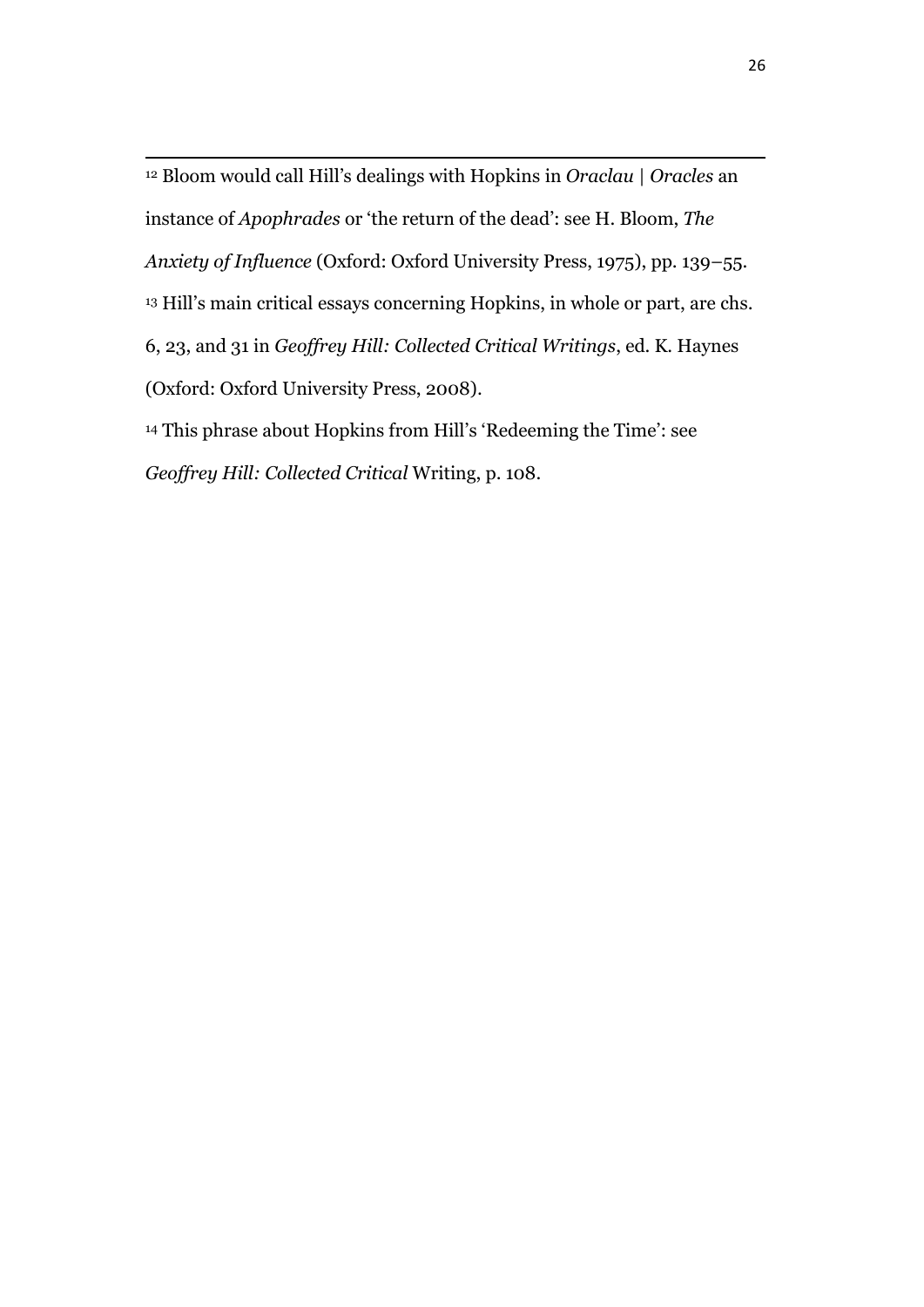[12] Bloom would call Hill's dealings with Hopkins in *Oraclau | Oracles* an instance of *Apophrades* or 'the return of the dead': see H. Bloom, *The Anxiety of Influence* (Oxford: Oxford University Press, 1975), pp. 139–55.

[13] Hill's main critical essays concerning Hopkins, in whole or part, are chs. 6, 23, and 31 in *Geoffrey Hill: Collected Critical Writings*, ed. K. Haynes (Oxford: Oxford University Press, 2008).

[14] This phrase about Hopkins from Hill's 'Redeeming the Time': see *Geoffrey Hill: Collected Critical* Writing, p. 108.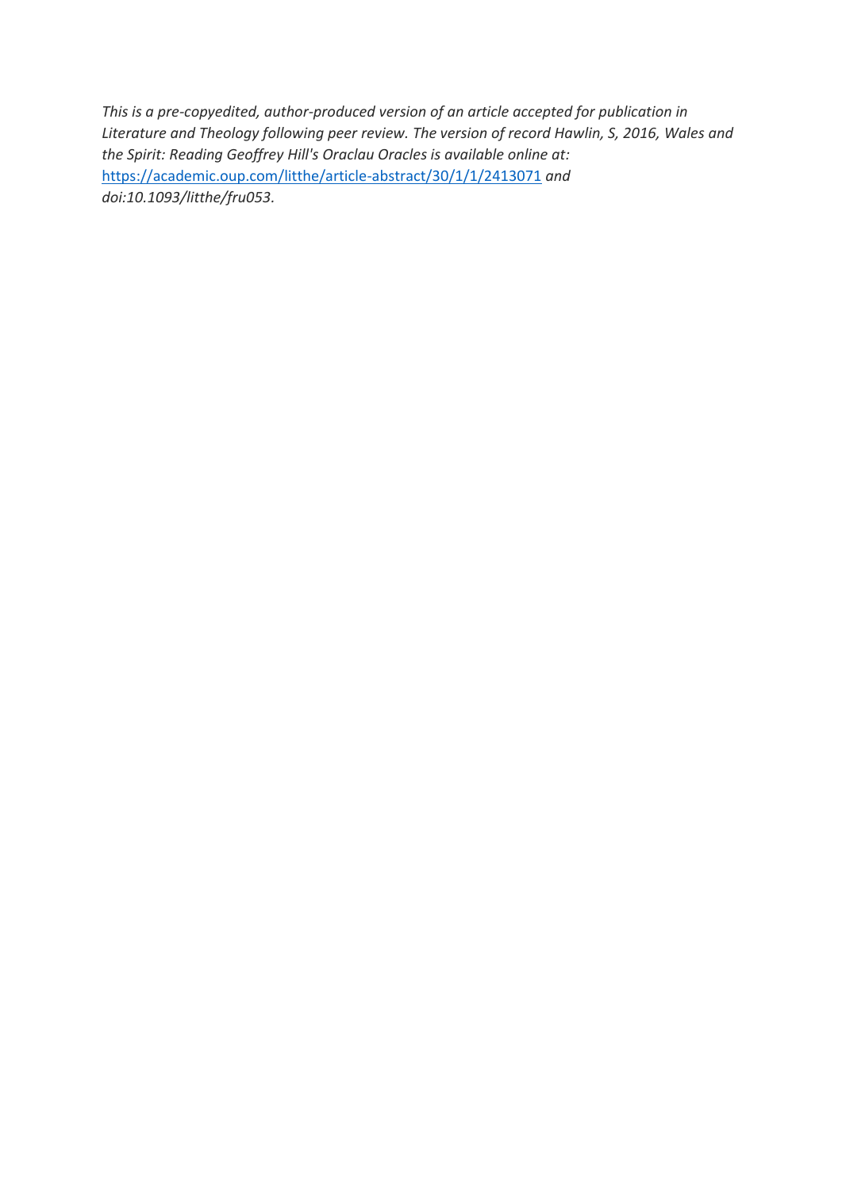*This is a pre-copyedited, author-produced version of an article accepted for publication in Literature and Theology following peer review. The version of record Hawlin, S, 2016, Wales and the Spirit: Reading Geoffrey Hill's Oraclau Oracles is available online at:* https://academic.oup.com/litthe/article-abstract/30/1/1/2413071 *and doi:10.1093/litthe/fru053.*